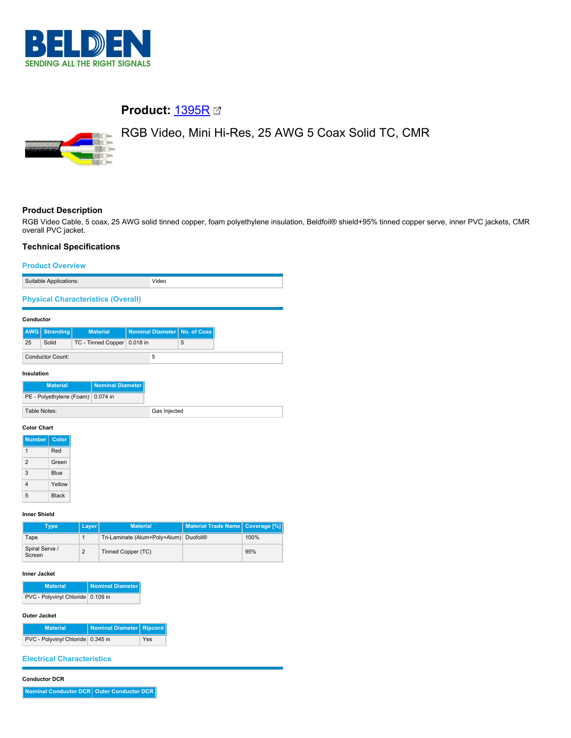BELDEN

SENDING ALL THE RIGHT SIGNALS

## Product: 1395R

RGB Video, Mini Hi-Res, 25 AWG 5 Coax Solid TC, CMR

### Product Description

RGB Video Cable, 5 coax, 25 AWG solid tinned copper, foam polyethylene insulation, Beldfoil® shield+95% tinned copper serve, inner PVC jackets, CMR overall PVC jacket.

### Technical Specifications

#### Product Overview

| Suitable Applications: | Video |
|---|---|

#### Physical Characteristics (Overall)

**Conductor**

| AWG | Stranding | Material | Nominal Diameter | No. of Coax |
|---|---|---|---|---|
| 25 | Solid | TC - Tinned Copper | 0.018 in | 5 |

| Conductor Count: | 5 |
|---|---|

**Insulation**

| Material | Nominal Diameter |
|---|---|
| PE - Polyethylene (Foam) | 0.074 in |

| Table Notes: | Gas Injected |
|---|---|

**Color Chart**

| Number | Color |
|---|---|
| 1 | Red |
| 2 | Green |
| 3 | Blue |
| 4 | Yellow |
| 5 | Black |

**Inner Shield**

| Type | Layer | Material | Material Trade Name | Coverage [%] |
|---|---|---|---|---|
| Tape | 1 | Tri-Laminate (Alum+Poly+Alum) | Duofoil® | 100% |
| Spiral Serve / Screen | 2 | Tinned Copper (TC) | | 95% |

**Inner Jacket**

| Material | Nominal Diameter |
|---|---|
| PVC - Polyvinyl Chloride | 0.109 in |

**Outer Jacket**

| Material | Nominal Diameter | Ripcord |
|---|---|---|
| PVC - Polyvinyl Chloride | 0.345 in | Yes |

#### Electrical Characteristics

**Conductor DCR**

| Nominal Conductor DCR | Outer Conductor DCR |
|---|---|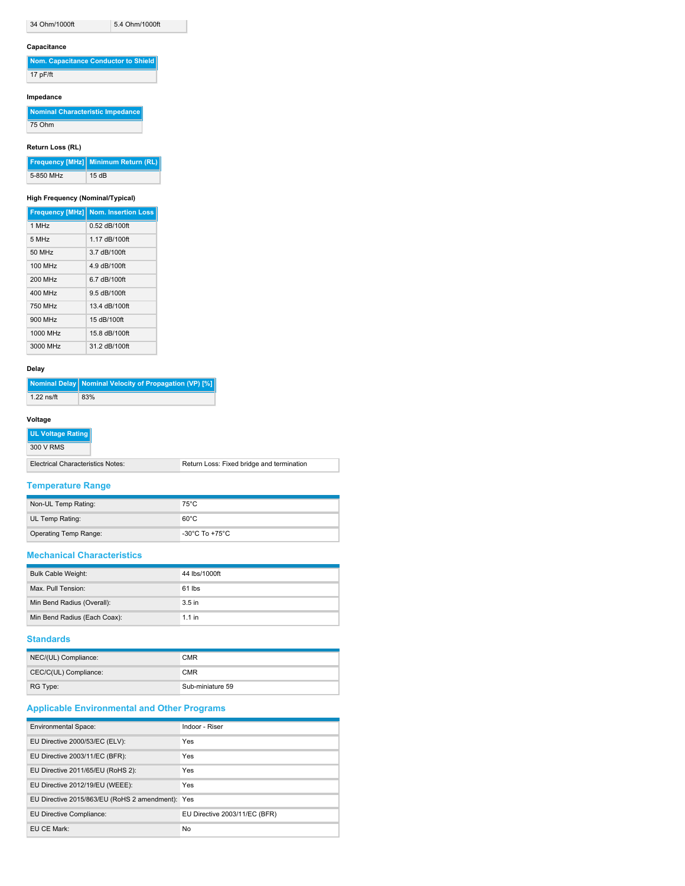| 34 Ohm/1000ft | 5.4 Ohm/1000ft |
|---|---|

#### Capacitance

| Nom. Capacitance Conductor to Shield |
|---|
| 17 pF/ft |

#### Impedance

| Nominal Characteristic Impedance |
|---|
| 75 Ohm |

#### Return Loss (RL)

| Frequency [MHz] | Minimum Return (RL) |
|---|---|
| 5-850 MHz | 15 dB |

#### High Frequency (Nominal/Typical)

| Frequency [MHz] | Nom. Insertion Loss |
|---|---|
| 1 MHz | 0.52 dB/100ft |
| 5 MHz | 1.17 dB/100ft |
| 50 MHz | 3.7 dB/100ft |
| 100 MHz | 4.9 dB/100ft |
| 200 MHz | 6.7 dB/100ft |
| 400 MHz | 9.5 dB/100ft |
| 750 MHz | 13.4 dB/100ft |
| 900 MHz | 15 dB/100ft |
| 1000 MHz | 15.8 dB/100ft |
| 3000 MHz | 31.2 dB/100ft |

#### Delay

| Nominal Delay | Nominal Velocity of Propagation (VP) [%] |
|---|---|
| 1.22 ns/ft | 83% |

#### Voltage

| UL Voltage Rating |
|---|
| 300 V RMS |

| Electrical Characteristics Notes: | Return Loss: Fixed bridge and termination |
|---|---|

## Temperature Range

| Non-UL Temp Rating: | 75°C |
|---|---|
| UL Temp Rating: | 60°C |
| Operating Temp Range: | -30°C To +75°C |

## Mechanical Characteristics

| Bulk Cable Weight: | 44 lbs/1000ft |
|---|---|
| Max. Pull Tension: | 61 lbs |
| Min Bend Radius (Overall): | 3.5 in |
| Min Bend Radius (Each Coax): | 1.1 in |

## Standards

| NEC/(UL) Compliance: | CMR |
|---|---|
| CEC/C(UL) Compliance: | CMR |
| RG Type: | Sub-miniature 59 |

## Applicable Environmental and Other Programs

| Environmental Space: | Indoor - Riser |
|---|---|
| EU Directive 2000/53/EC (ELV): | Yes |
| EU Directive 2003/11/EC (BFR): | Yes |
| EU Directive 2011/65/EU (RoHS 2): | Yes |
| EU Directive 2012/19/EU (WEEE): | Yes |
| EU Directive 2015/863/EU (RoHS 2 amendment): | Yes |
| EU Directive Compliance: | EU Directive 2003/11/EC (BFR) |
| EU CE Mark: | No |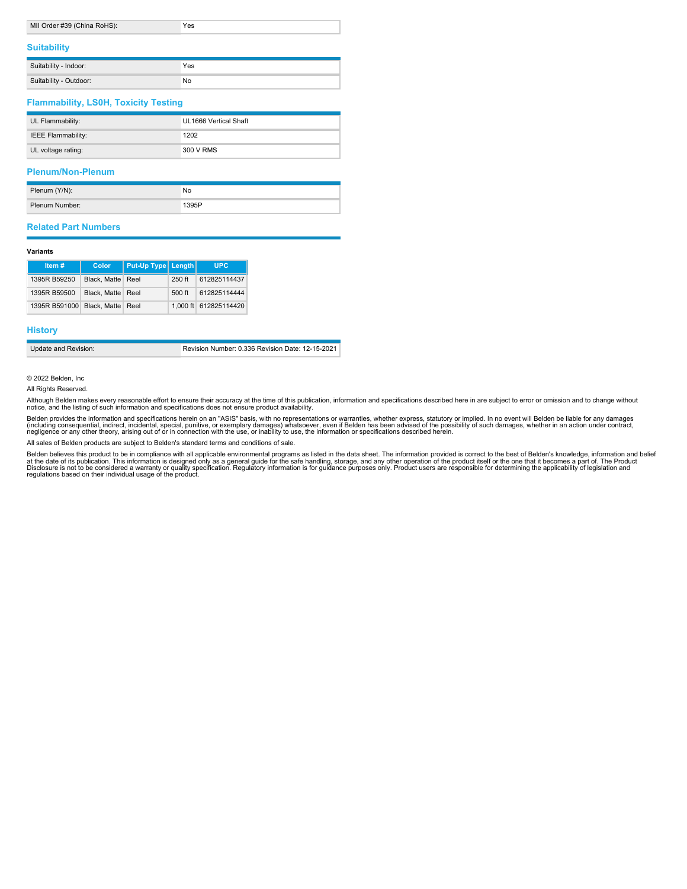| | |
|---|---|
| MII Order #39 (China RoHS): | Yes |

## Suitability

| | |
|---|---|
| Suitability - Indoor: | Yes |
| Suitability - Outdoor: | No |

## Flammability, LS0H, Toxicity Testing

| | |
|---|---|
| UL Flammability: | UL1666 Vertical Shaft |
| IEEE Flammability: | 1202 |
| UL voltage rating: | 300 V RMS |

## Plenum/Non-Plenum

| | |
|---|---|
| Plenum (Y/N): | No |
| Plenum Number: | 1395P |

## Related Part Numbers

**Variants**

| Item # | Color | Put-Up Type | Length | UPC |
|---|---|---|---|---|
| 1395R B59250 | Black, Matte | Reel | 250 ft | 612825114437 |
| 1395R B59500 | Black, Matte | Reel | 500 ft | 612825114444 |
| 1395R B591000 | Black, Matte | Reel | 1,000 ft | 612825114420 |

## History

| | |
|---|---|
| Update and Revision: | Revision Number: 0.336 Revision Date: 12-15-2021 |

© 2022 Belden, Inc

All Rights Reserved.

Although Belden makes every reasonable effort to ensure their accuracy at the time of this publication, information and specifications described here in are subject to error or omission and to change without notice, and the listing of such information and specifications does not ensure product availability.

Belden provides the information and specifications herein on an "ASIS" basis, with no representations or warranties, whether express, statutory or implied. In no event will Belden be liable for any damages (including consequential, indirect, incidental, special, punitive, or exemplary damages) whatsoever, even if Belden has been advised of the possibility of such damages, whether in an action under contract, negligence or any other theory, arising out of or in connection with the use, or inability to use, the information or specifications described herein.

All sales of Belden products are subject to Belden's standard terms and conditions of sale.

Belden believes this product to be in compliance with all applicable environmental programs as listed in the data sheet. The information provided is correct to the best of Belden's knowledge, information and belief at the date of its publication. This information is designed only as a general guide for the safe handling, storage, and any other operation of the product itself or the one that it becomes a part of. The Product Disclosure is not to be considered a warranty or quality specification. Regulatory information is for guidance purposes only. Product users are responsible for determining the applicability of legislation and regulations based on their individual usage of the product.